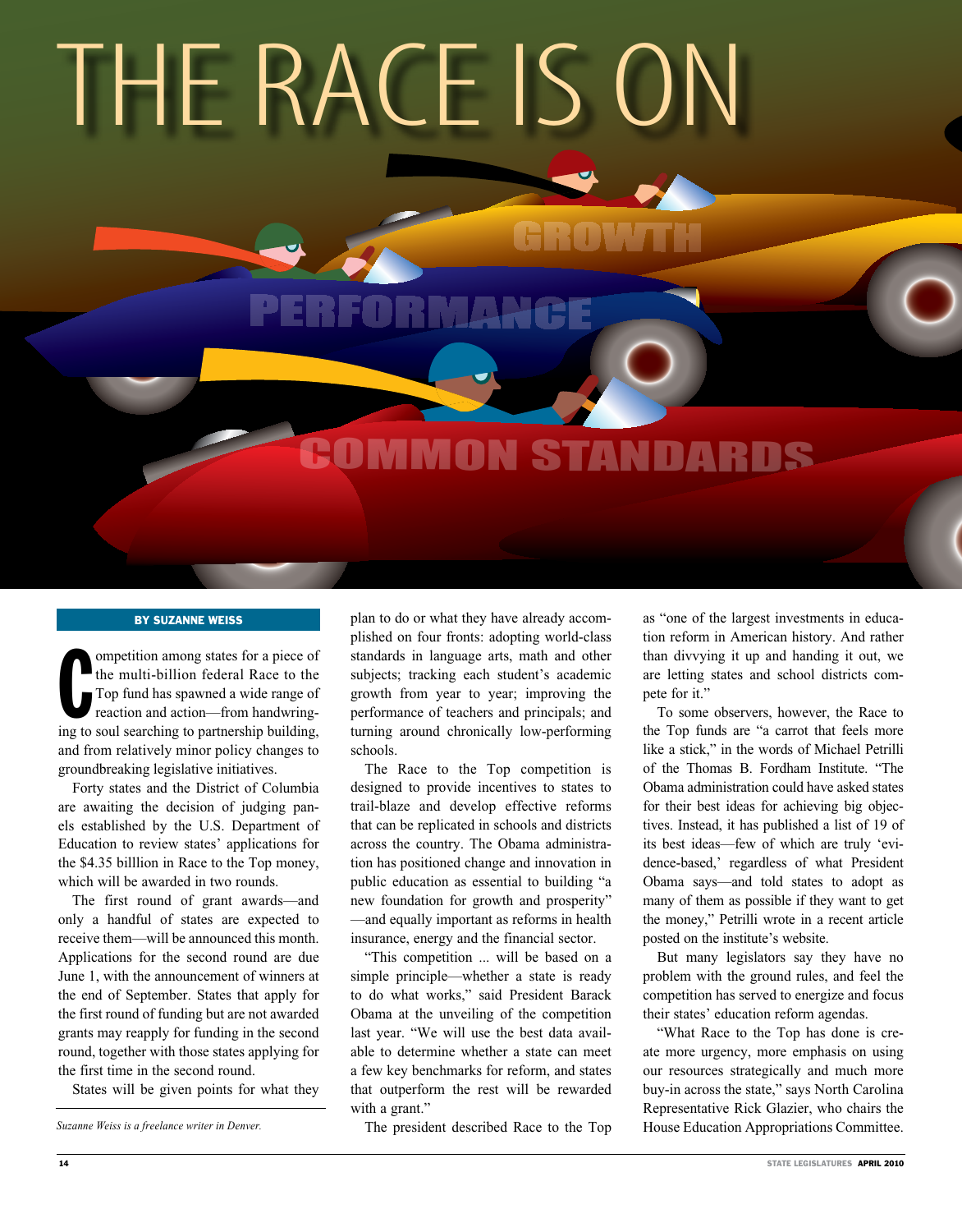# THE RACE IS ON

**BY SUZANNE WEISS**

Competition among states for a piece of the multi-billion federal Race to the Top fund has spawned a wide range of reaction and action—from handwringing to soul searching to partnership building, and from relatively minor policy changes to groundbreaking legislative initiatives.

Forty states and the District of Columbia are awaiting the decision of judging panels established by the U.S. Department of Education to review states' applications for the $4.35 billlion in Race to the Top money, which will be awarded in two rounds.

The first round of grant awards—and only a handful of states are expected to receive them—will be announced this month. Applications for the second round are due June 1, with the announcement of winners at the end of September. States that apply for the first round of funding but are not awarded grants may reapply for funding in the second round, together with those states applying for the first time in the second round.

States will be given points for what they plan to do or what they have already accomplished on four fronts: adopting world-class standards in language arts, math and other subjects; tracking each student's academic growth from year to year; improving the performance of teachers and principals; and turning around chronically low-performing schools.

The Race to the Top competition is designed to provide incentives to states to trail-blaze and develop effective reforms that can be replicated in schools and districts across the country. The Obama administration has positioned change and innovation in public education as essential to building "a new foundation for growth and prosperity"—and equally important as reforms in health insurance, energy and the financial sector.

"This competition ... will be based on a simple principle—whether a state is ready to do what works," said President Barack Obama at the unveiling of the competition last year. "We will use the best data available to determine whether a state can meet a few key benchmarks for reform, and states that outperform the rest will be rewarded with a grant."

The president described Race to the Top as "one of the largest investments in education reform in American history. And rather than divvying it up and handing it out, we are letting states and school districts compete for it."

To some observers, however, the Race to the Top funds are "a carrot that feels more like a stick," in the words of Michael Petrilli of the Thomas B. Fordham Institute. "The Obama administration could have asked states for their best ideas for achieving big objectives. Instead, it has published a list of 19 of its best ideas—few of which are truly 'evidence-based,' regardless of what President Obama says—and told states to adopt as many of them as possible if they want to get the money," Petrilli wrote in a recent article posted on the institute's website.

But many legislators say they have no problem with the ground rules, and feel the competition has served to energize and focus their states' education reform agendas.

"What Race to the Top has done is create more urgency, more emphasis on using our resources strategically and much more buy-in across the state," says North Carolina Representative Rick Glazier, who chairs the House Education Appropriations Committee.

*Suzanne Weiss is a freelance writer in Denver.*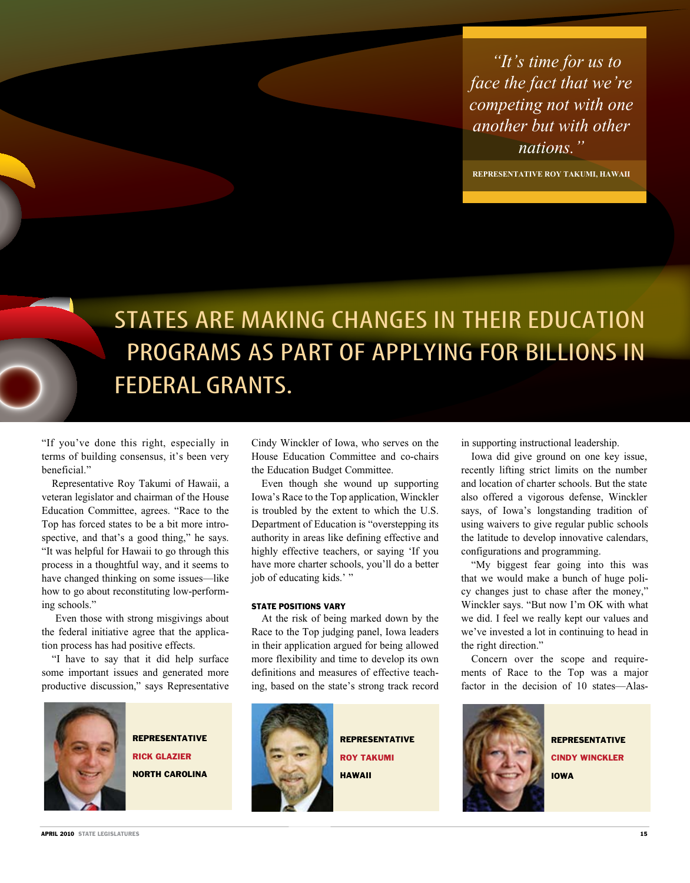> *"It's time for us to face the fact that we're competing not with one another but with other nations."*
>
> REPRESENTATIVE ROY TAKUMI, HAWAII

# STATES ARE MAKING CHANGES IN THEIR EDUCATION PROGRAMS AS PART OF APPLYING FOR BILLIONS IN FEDERAL GRANTS.

"If you've done this right, especially in terms of building consensus, it's been very beneficial."

Representative Roy Takumi of Hawaii, a veteran legislator and chairman of the House Education Committee, agrees. "Race to the Top has forced states to be a bit more introspective, and that's a good thing," he says. "It was helpful for Hawaii to go through this process in a thoughtful way, and it seems to have changed thinking on some issues—like how to go about reconstituting low-performing schools."

Even those with strong misgivings about the federal initiative agree that the application process has had positive effects.

"I have to say that it did help surface some important issues and generated more productive discussion," says Representative Cindy Winckler of Iowa, who serves on the House Education Committee and co-chairs the Education Budget Committee.

Even though she wound up supporting Iowa's Race to the Top application, Winckler is troubled by the extent to which the U.S. Department of Education is "overstepping its authority in areas like defining effective and highly effective teachers, or saying 'If you have more charter schools, you'll do a better job of educating kids.' "

### STATE POSITIONS VARY

At the risk of being marked down by the Race to the Top judging panel, Iowa leaders in their application argued for being allowed more flexibility and time to develop its own definitions and measures of effective teaching, based on the state's strong track record in supporting instructional leadership.

Iowa did give ground on one key issue, recently lifting strict limits on the number and location of charter schools. But the state also offered a vigorous defense, Winckler says, of Iowa's longstanding tradition of using waivers to give regular public schools the latitude to develop innovative calendars, configurations and programming.

"My biggest fear going into this was that we would make a bunch of huge policy changes just to chase after the money," Winckler says. "But now I'm OK with what we did. I feel we really kept our values and we've invested a lot in continuing to head in the right direction."

Concern over the scope and requirements of Race to the Top was a major factor in the decision of 10 states—Alas-

**REPRESENTATIVE RICK GLAZIER**
**NORTH CAROLINA**

**REPRESENTATIVE ROY TAKUMI**
**HAWAII**

**REPRESENTATIVE CINDY WINCKLER**
**IOWA**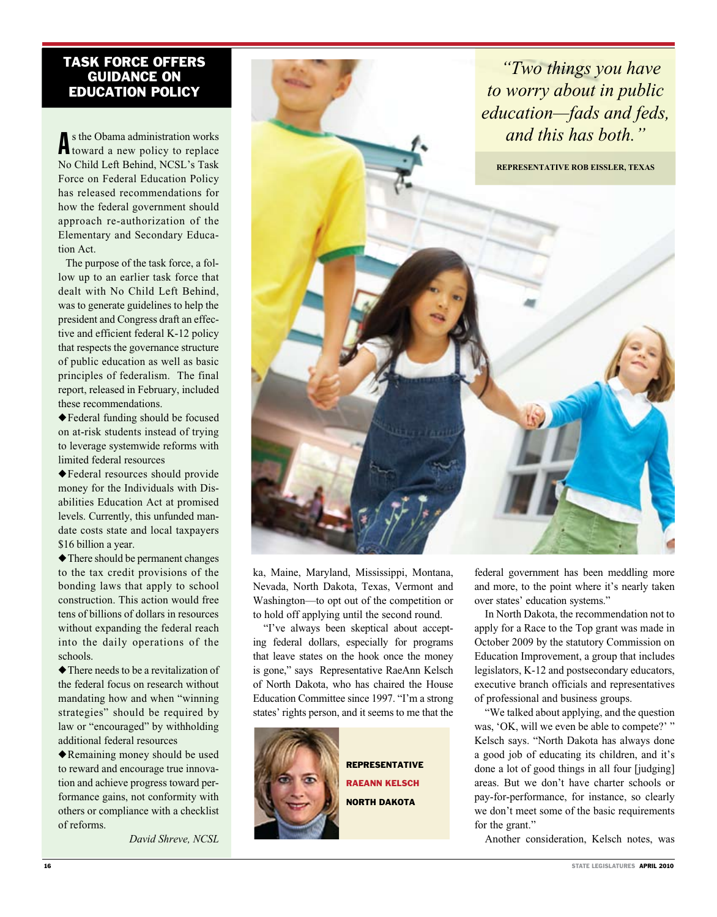## TASK FORCE OFFERS GUIDANCE ON EDUCATION POLICY

As the Obama administration works toward a new policy to replace No Child Left Behind, NCSL's Task Force on Federal Education Policy has released recommendations for how the federal government should approach re-authorization of the Elementary and Secondary Education Act.

The purpose of the task force, a follow up to an earlier task force that dealt with No Child Left Behind, was to generate guidelines to help the president and Congress draft an effective and efficient federal K-12 policy that respects the governance structure of public education as well as basic principles of federalism. The final report, released in February, included these recommendations.

◆Federal funding should be focused on at-risk students instead of trying to leverage systemwide reforms with limited federal resources

◆Federal resources should provide money for the Individuals with Disabilities Education Act at promised levels. Currently, this unfunded mandate costs state and local taxpayers $16 billion a year.

◆There should be permanent changes to the tax credit provisions of the bonding laws that apply to school construction. This action would free tens of billions of dollars in resources without expanding the federal reach into the daily operations of the schools.

◆There needs to be a revitalization of the federal focus on research without mandating how and when "winning strategies" should be required by law or "encouraged" by withholding additional federal resources

◆Remaining money should be used to reward and encourage true innovation and achieve progress toward performance gains, not conformity with others or compliance with a checklist of reforms.

*David Shreve, NCSL*

---

*"Two things you have to worry about in public education—fads and feds, and this has both."*

**REPRESENTATIVE ROB EISSLER, TEXAS**

---

ka, Maine, Maryland, Mississippi, Montana, Nevada, North Dakota, Texas, Vermont and Washington—to opt out of the competition or to hold off applying until the second round.

"I've always been skeptical about accepting federal dollars, especially for programs that leave states on the hook once the money is gone," says Representative RaeAnn Kelsch of North Dakota, who has chaired the House Education Committee since 1997. "I'm a strong states' rights person, and it seems to me that the federal government has been meddling more and more, to the point where it's nearly taken over states' education systems."

**REPRESENTATIVE RAEANN KELSCH NORTH DAKOTA**

In North Dakota, the recommendation not to apply for a Race to the Top grant was made in October 2009 by the statutory Commission on Education Improvement, a group that includes legislators, K-12 and postsecondary educators, executive branch officials and representatives of professional and business groups.

"We talked about applying, and the question was, 'OK, will we even be able to compete?' " Kelsch says. "North Dakota has always done a good job of educating its children, and it's done a lot of good things in all four [judging] areas. But we don't have charter schools or pay-for-performance, for instance, so clearly we don't meet some of the basic requirements for the grant."

Another consideration, Kelsch notes, was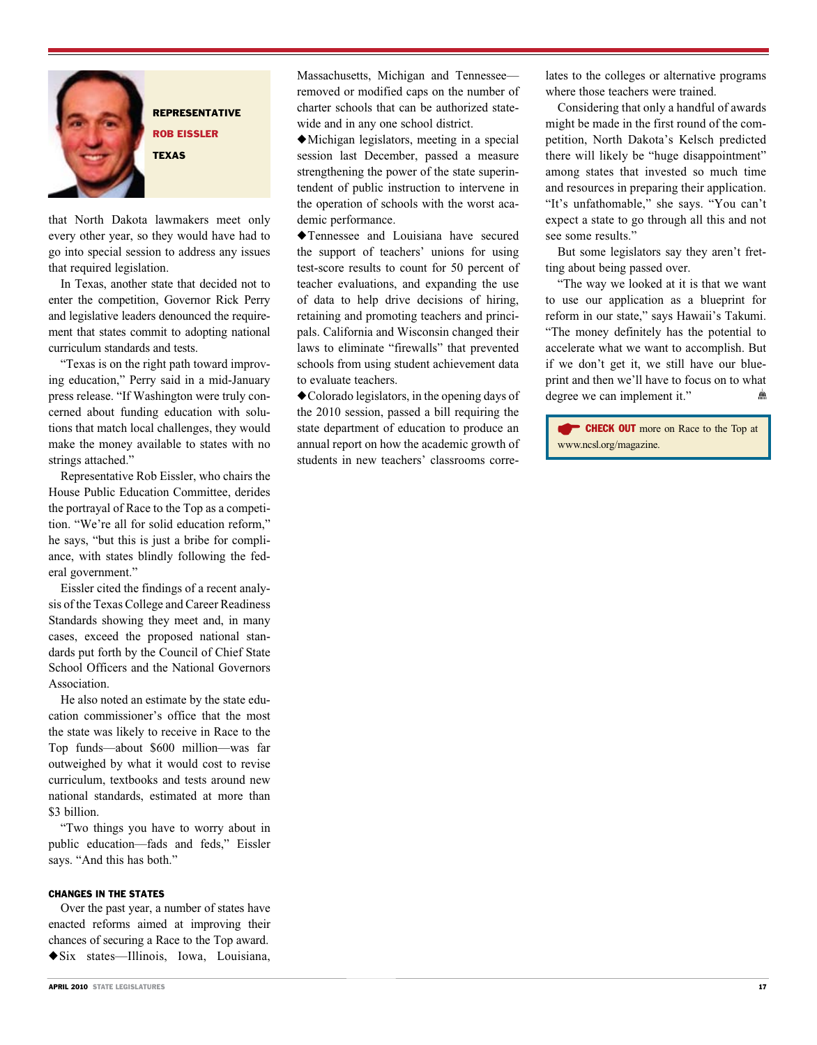**REPRESENTATIVE**
**ROB EISSLER**
**TEXAS**

that North Dakota lawmakers meet only every other year, so they would have had to go into special session to address any issues that required legislation.

In Texas, another state that decided not to enter the competition, Governor Rick Perry and legislative leaders denounced the requirement that states commit to adopting national curriculum standards and tests.

"Texas is on the right path toward improving education," Perry said in a mid-January press release. "If Washington were truly concerned about funding education with solutions that match local challenges, they would make the money available to states with no strings attached."

Representative Rob Eissler, who chairs the House Public Education Committee, derides the portrayal of Race to the Top as a competition. "We're all for solid education reform," he says, "but this is just a bribe for compliance, with states blindly following the federal government."

Eissler cited the findings of a recent analysis of the Texas College and Career Readiness Standards showing they meet and, in many cases, exceed the proposed national standards put forth by the Council of Chief State School Officers and the National Governors Association.

He also noted an estimate by the state education commissioner's office that the most the state was likely to receive in Race to the Top funds—about $600 million—was far outweighed by what it would cost to revise curriculum, textbooks and tests around new national standards, estimated at more than $3 billion.

"Two things you have to worry about in public education—fads and feds," Eissler says. "And this has both."

#### CHANGES IN THE STATES

Over the past year, a number of states have enacted reforms aimed at improving their chances of securing a Race to the Top award.

◆Six states—Illinois, Iowa, Louisiana, Massachusetts, Michigan and Tennessee—removed or modified caps on the number of charter schools that can be authorized statewide and in any one school district.

◆Michigan legislators, meeting in a special session last December, passed a measure strengthening the power of the state superintendent of public instruction to intervene in the operation of schools with the worst academic performance.

◆Tennessee and Louisiana have secured the support of teachers' unions for using test-score results to count for 50 percent of teacher evaluations, and expanding the use of data to help drive decisions of hiring, retaining and promoting teachers and principals. California and Wisconsin changed their laws to eliminate "firewalls" that prevented schools from using student achievement data to evaluate teachers.

◆Colorado legislators, in the opening days of the 2010 session, passed a bill requiring the state department of education to produce an annual report on how the academic growth of students in new teachers' classrooms correlates to the colleges or alternative programs where those teachers were trained.

Considering that only a handful of awards might be made in the first round of the competition, North Dakota's Kelsch predicted there will likely be "huge disappointment" among states that invested so much time and resources in preparing their application. "It's unfathomable," she says. "You can't expect a state to go through all this and not see some results."

But some legislators say they aren't fretting about being passed over.

"The way we looked at it is that we want to use our application as a blueprint for reform in our state," says Hawaii's Takumi. "The money definitely has the potential to accelerate what we want to accomplish. But if we don't get it, we still have our blueprint and then we'll have to focus on to what degree we can implement it."

**CHECK OUT** more on Race to the Top at www.ncsl.org/magazine.